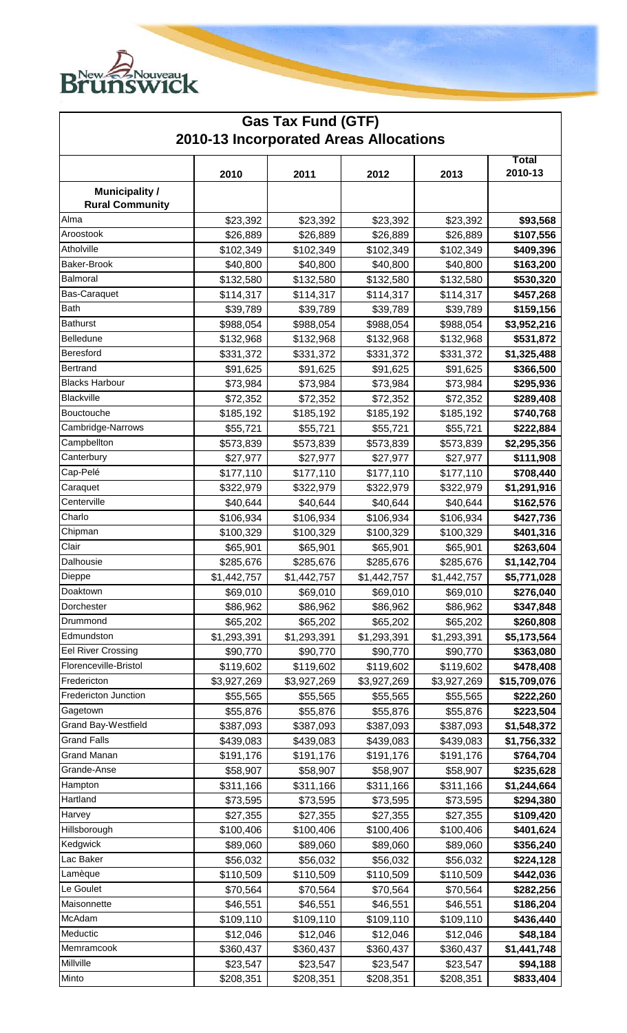# Gas Tax Fund (GTF)

## 2010-13 Incorporated Areas Allocations

| | 2010 | 2011 | 2012 | 2013 | Total 2010-13 |
|---|---|---|---|---|---|
| **Municipality / Rural Community** | | | | | |
| Alma | $23,392 | $23,392 | $23,392 | $23,392 | **$93,568** |
| Aroostook | $26,889 | $26,889 | $26,889 | $26,889 | **$107,556** |
| Atholville | $102,349 | $102,349 | $102,349 | $102,349 | **$409,396** |
| Baker-Brook | $40,800 | $40,800 | $40,800 | $40,800 | **$163,200** |
| Balmoral | $132,580 | $132,580 | $132,580 | $132,580 | **$530,320** |
| Bas-Caraquet | $114,317 | $114,317 | $114,317 | $114,317 | **$457,268** |
| Bath | $39,789 | $39,789 | $39,789 | $39,789 | **$159,156** |
| Bathurst | $988,054 | $988,054 | $988,054 | $988,054 | **$3,952,216** |
| Belledune | $132,968 | $132,968 | $132,968 | $132,968 | **$531,872** |
| Beresford | $331,372 | $331,372 | $331,372 | $331,372 | **$1,325,488** |
| Bertrand | $91,625 | $91,625 | $91,625 | $91,625 | **$366,500** |
| Blacks Harbour | $73,984 | $73,984 | $73,984 | $73,984 | **$295,936** |
| Blackville | $72,352 | $72,352 | $72,352 | $72,352 | **$289,408** |
| Bouctouche | $185,192 | $185,192 | $185,192 | $185,192 | **$740,768** |
| Cambridge-Narrows | $55,721 | $55,721 | $55,721 | $55,721 | **$222,884** |
| Campbellton | $573,839 | $573,839 | $573,839 | $573,839 | **$2,295,356** |
| Canterbury | $27,977 | $27,977 | $27,977 | $27,977 | **$111,908** |
| Cap-Pelé | $177,110 | $177,110 | $177,110 | $177,110 | **$708,440** |
| Caraquet | $322,979 | $322,979 | $322,979 | $322,979 | **$1,291,916** |
| Centerville | $40,644 | $40,644 | $40,644 | $40,644 | **$162,576** |
| Charlo | $106,934 | $106,934 | $106,934 | $106,934 | **$427,736** |
| Chipman | $100,329 | $100,329 | $100,329 | $100,329 | **$401,316** |
| Clair | $65,901 | $65,901 | $65,901 | $65,901 | **$263,604** |
| Dalhousie | $285,676 | $285,676 | $285,676 | $285,676 | **$1,142,704** |
| Dieppe | $1,442,757 | $1,442,757 | $1,442,757 | $1,442,757 | **$5,771,028** |
| Doaktown | $69,010 | $69,010 | $69,010 | $69,010 | **$276,040** |
| Dorchester | $86,962 | $86,962 | $86,962 | $86,962 | **$347,848** |
| Drummond | $65,202 | $65,202 | $65,202 | $65,202 | **$260,808** |
| Edmundston | $1,293,391 | $1,293,391 | $1,293,391 | $1,293,391 | **$5,173,564** |
| Eel River Crossing | $90,770 | $90,770 | $90,770 | $90,770 | **$363,080** |
| Florenceville-Bristol | $119,602 | $119,602 | $119,602 | $119,602 | **$478,408** |
| Fredericton | $3,927,269 | $3,927,269 | $3,927,269 | $3,927,269 | **$15,709,076** |
| Fredericton Junction | $55,565 | $55,565 | $55,565 | $55,565 | **$222,260** |
| Gagetown | $55,876 | $55,876 | $55,876 | $55,876 | **$223,504** |
| Grand Bay-Westfield | $387,093 | $387,093 | $387,093 | $387,093 | **$1,548,372** |
| Grand Falls | $439,083 | $439,083 | $439,083 | $439,083 | **$1,756,332** |
| Grand Manan | $191,176 | $191,176 | $191,176 | $191,176 | **$764,704** |
| Grande-Anse | $58,907 | $58,907 | $58,907 | $58,907 | **$235,628** |
| Hampton | $311,166 | $311,166 | $311,166 | $311,166 | **$1,244,664** |
| Hartland | $73,595 | $73,595 | $73,595 | $73,595 | **$294,380** |
| Harvey | $27,355 | $27,355 | $27,355 | $27,355 | **$109,420** |
| Hillsborough | $100,406 | $100,406 | $100,406 | $100,406 | **$401,624** |
| Kedgwick | $89,060 | $89,060 | $89,060 | $89,060 | **$356,240** |
| Lac Baker | $56,032 | $56,032 | $56,032 | $56,032 | **$224,128** |
| Lamèque | $110,509 | $110,509 | $110,509 | $110,509 | **$442,036** |
| Le Goulet | $70,564 | $70,564 | $70,564 | $70,564 | **$282,256** |
| Maisonnette | $46,551 | $46,551 | $46,551 | $46,551 | **$186,204** |
| McAdam | $109,110 | $109,110 | $109,110 | $109,110 | **$436,440** |
| Meductic | $12,046 | $12,046 | $12,046 | $12,046 | **$48,184** |
| Memramcook | $360,437 | $360,437 | $360,437 | $360,437 | **$1,441,748** |
| Millville | $23,547 | $23,547 | $23,547 | $23,547 | **$94,188** |
| Minto | $208,351 | $208,351 | $208,351 | $208,351 | **$833,404** |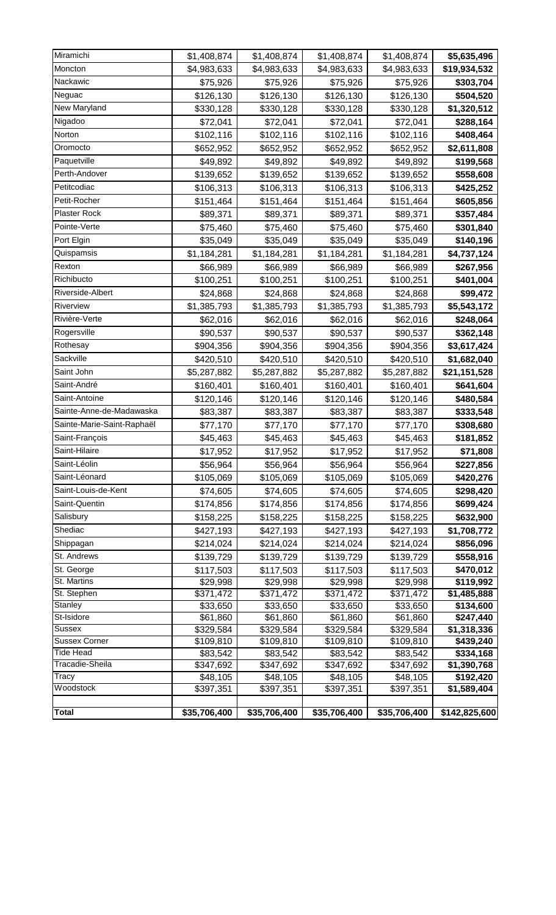| | | | | | |
|---|---|---|---|---|---|
| Miramichi | $1,408,874 | $1,408,874 | $1,408,874 | $1,408,874 | **$5,635,496** |
| Moncton | $4,983,633 | $4,983,633 | $4,983,633 | $4,983,633 | **$19,934,532** |
| Nackawic | $75,926 | $75,926 | $75,926 | $75,926 | **$303,704** |
| Neguac | $126,130 | $126,130 | $126,130 | $126,130 | **$504,520** |
| New Maryland | $330,128 | $330,128 | $330,128 | $330,128 | **$1,320,512** |
| Nigadoo | $72,041 | $72,041 | $72,041 | $72,041 | **$288,164** |
| Norton | $102,116 | $102,116 | $102,116 | $102,116 | **$408,464** |
| Oromocto | $652,952 | $652,952 | $652,952 | $652,952 | **$2,611,808** |
| Paquetville | $49,892 | $49,892 | $49,892 | $49,892 | **$199,568** |
| Perth-Andover | $139,652 | $139,652 | $139,652 | $139,652 | **$558,608** |
| Petitcodiac | $106,313 | $106,313 | $106,313 | $106,313 | **$425,252** |
| Petit-Rocher | $151,464 | $151,464 | $151,464 | $151,464 | **$605,856** |
| Plaster Rock | $89,371 | $89,371 | $89,371 | $89,371 | **$357,484** |
| Pointe-Verte | $75,460 | $75,460 | $75,460 | $75,460 | **$301,840** |
| Port Elgin | $35,049 | $35,049 | $35,049 | $35,049 | **$140,196** |
| Quispamsis | $1,184,281 | $1,184,281 | $1,184,281 | $1,184,281 | **$4,737,124** |
| Rexton | $66,989 | $66,989 | $66,989 | $66,989 | **$267,956** |
| Richibucto | $100,251 | $100,251 | $100,251 | $100,251 | **$401,004** |
| Riverside-Albert | $24,868 | $24,868 | $24,868 | $24,868 | **$99,472** |
| Riverview | $1,385,793 | $1,385,793 | $1,385,793 | $1,385,793 | **$5,543,172** |
| Rivière-Verte | $62,016 | $62,016 | $62,016 | $62,016 | **$248,064** |
| Rogersville | $90,537 | $90,537 | $90,537 | $90,537 | **$362,148** |
| Rothesay | $904,356 | $904,356 | $904,356 | $904,356 | **$3,617,424** |
| Sackville | $420,510 | $420,510 | $420,510 | $420,510 | **$1,682,040** |
| Saint John | $5,287,882 | $5,287,882 | $5,287,882 | $5,287,882 | **$21,151,528** |
| Saint-André | $160,401 | $160,401 | $160,401 | $160,401 | **$641,604** |
| Saint-Antoine | $120,146 | $120,146 | $120,146 | $120,146 | **$480,584** |
| Sainte-Anne-de-Madawaska | $83,387 | $83,387 | $83,387 | $83,387 | **$333,548** |
| Sainte-Marie-Saint-Raphaël | $77,170 | $77,170 | $77,170 | $77,170 | **$308,680** |
| Saint-François | $45,463 | $45,463 | $45,463 | $45,463 | **$181,852** |
| Saint-Hilaire | $17,952 | $17,952 | $17,952 | $17,952 | **$71,808** |
| Saint-Léolin | $56,964 | $56,964 | $56,964 | $56,964 | **$227,856** |
| Saint-Léonard | $105,069 | $105,069 | $105,069 | $105,069 | **$420,276** |
| Saint-Louis-de-Kent | $74,605 | $74,605 | $74,605 | $74,605 | **$298,420** |
| Saint-Quentin | $174,856 | $174,856 | $174,856 | $174,856 | **$699,424** |
| Salisbury | $158,225 | $158,225 | $158,225 | $158,225 | **$632,900** |
| Shediac | $427,193 | $427,193 | $427,193 | $427,193 | **$1,708,772** |
| Shippagan | $214,024 | $214,024 | $214,024 | $214,024 | **$856,096** |
| St. Andrews | $139,729 | $139,729 | $139,729 | $139,729 | **$558,916** |
| St. George | $117,503 | $117,503 | $117,503 | $117,503 | **$470,012** |
| St. Martins | $29,998 | $29,998 | $29,998 | $29,998 | **$119,992** |
| St. Stephen | $371,472 | $371,472 | $371,472 | $371,472 | **$1,485,888** |
| Stanley | $33,650 | $33,650 | $33,650 | $33,650 | **$134,600** |
| St-Isidore | $61,860 | $61,860 | $61,860 | $61,860 | **$247,440** |
| Sussex | $329,584 | $329,584 | $329,584 | $329,584 | **$1,318,336** |
| Sussex Corner | $109,810 | $109,810 | $109,810 | $109,810 | **$439,240** |
| Tide Head | $83,542 | $83,542 | $83,542 | $83,542 | **$334,168** |
| Tracadie-Sheila | $347,692 | $347,692 | $347,692 | $347,692 | **$1,390,768** |
| Tracy | $48,105 | $48,105 | $48,105 | $48,105 | **$192,420** |
| Woodstock | $397,351 | $397,351 | $397,351 | $397,351 | **$1,589,404** |
| **Total** | **$35,706,400** | **$35,706,400** | **$35,706,400** | **$35,706,400** | **$142,825,600** |